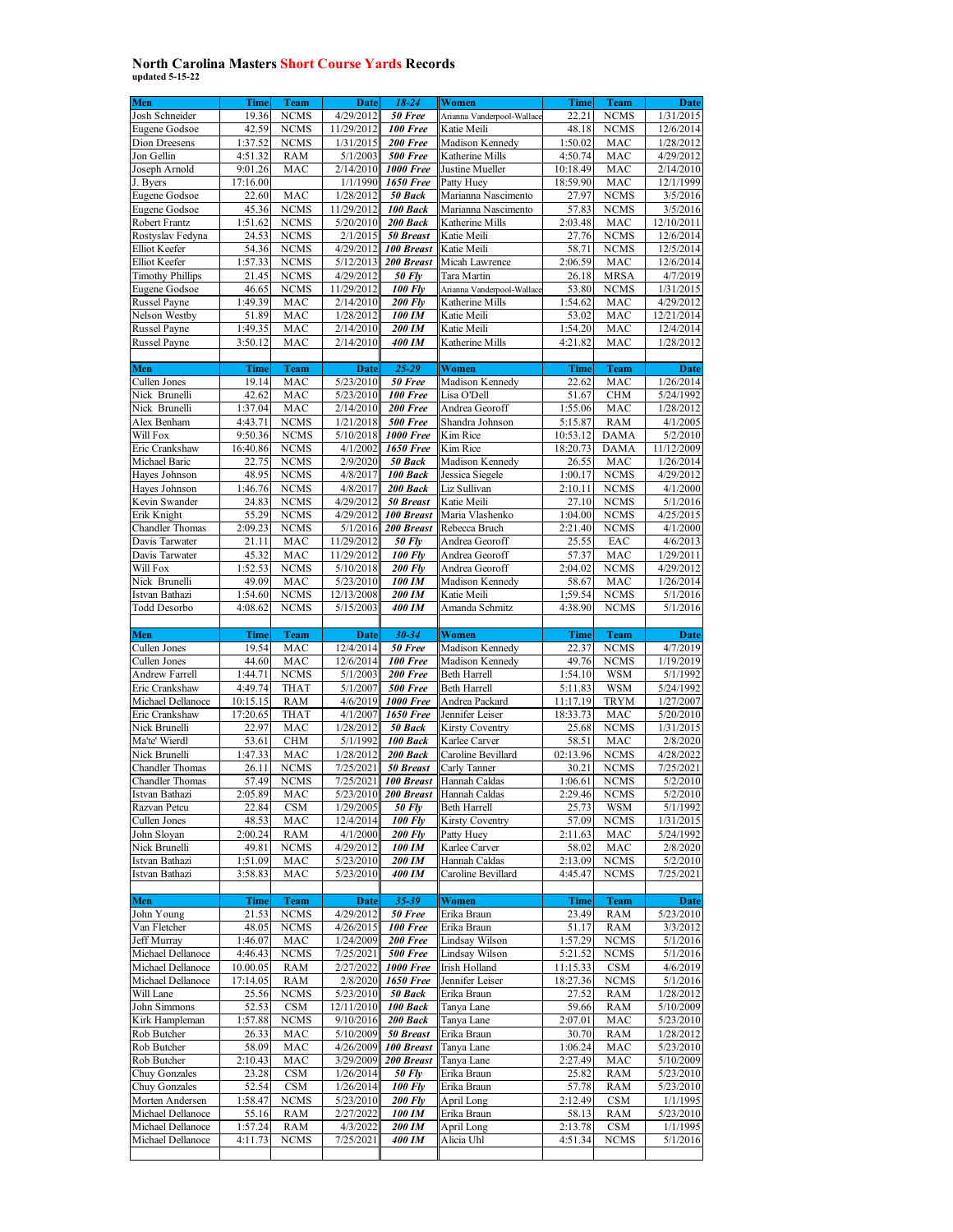# North Carolina Masters Short Course Yards Records

updated 5-15-22

| Men | Time | Team | Date | 18-24 | Women | Time | Team | Date |
|---|---|---|---|---|---|---|---|---|
| Josh Schneider | 19.36 | NCMS | 4/29/2012 | 50 Free | Arianna Vanderpool-Wallace | 22.21 | NCMS | 1/31/2015 |
| Eugene Godsoe | 42.59 | NCMS | 11/29/2012 | 100 Free | Katie Meili | 48.18 | NCMS | 12/6/2014 |
| Dion Dreesens | 1:37.52 | NCMS | 1/31/2015 | 200 Free | Madison Kennedy | 1:50.02 | MAC | 1/28/2012 |
| Jon Gellin | 4:51.32 | RAM | 5/1/2003 | 500 Free | Katherine Mills | 4:50.74 | MAC | 4/29/2012 |
| Joseph Arnold | 9:01.26 | MAC | 2/14/2010 | 1000 Free | Justine Mueller | 10:18.49 | MAC | 2/14/2010 |
| J. Byers | 17:16.00 | | 1/1/1990 | 1650 Free | Patty Huey | 18:59.90 | MAC | 12/1/1999 |
| Eugene Godsoe | 22.60 | MAC | 1/28/2012 | 50 Back | Marianna Nascimento | 27.97 | NCMS | 3/5/2016 |
| Eugene Godsoe | 45.36 | NCMS | 11/29/2012 | 100 Back | Marianna Nascimento | 57.83 | NCMS | 3/5/2016 |
| Robert Frantz | 1:51.62 | NCMS | 5/20/2010 | 200 Back | Katherine Mills | 2:03.48 | MAC | 12/10/2011 |
| Rostyslav Fedyna | 24.53 | NCMS | 2/1/2015 | 50 Breast | Katie Meili | 27.76 | NCMS | 12/6/2014 |
| Elliot Keefer | 54.36 | NCMS | 4/29/2012 | 100 Breast | Katie Meili | 58.71 | NCMS | 12/5/2014 |
| Elliot Keefer | 1:57.33 | NCMS | 5/12/2013 | 200 Breast | Micah Lawrence | 2:06.59 | MAC | 12/6/2014 |
| Timothy Phillips | 21.45 | NCMS | 4/29/2012 | 50 Fly | Tara Martin | 26.18 | MRSA | 4/7/2019 |
| Eugene Godsoe | 46.65 | NCMS | 11/29/2012 | 100 Fly | Arianna Vanderpool-Wallace | 53.80 | NCMS | 1/31/2015 |
| Russel Payne | 1:49.39 | MAC | 2/14/2010 | 200 Fly | Katherine Mills | 1:54.62 | MAC | 4/29/2012 |
| Nelson Westby | 51.89 | MAC | 1/28/2012 | 100 IM | Katie Meili | 53.02 | MAC | 12/21/2014 |
| Russel Payne | 1:49.35 | MAC | 2/14/2010 | 200 IM | Katie Meili | 1:54.20 | MAC | 12/4/2014 |
| Russel Payne | 3:50.12 | MAC | 2/14/2010 | 400 IM | Katherine Mills | 4:21.82 | MAC | 1/28/2012 |

| Men | Time | Team | Date | 25-29 | Women | Time | Team | Date |
|---|---|---|---|---|---|---|---|---|
| Cullen Jones | 19.14 | MAC | 5/23/2010 | 50 Free | Madison Kennedy | 22.62 | MAC | 1/26/2014 |
| Nick Brunelli | 42.62 | MAC | 5/23/2010 | 100 Free | Lisa O'Dell | 51.67 | CHM | 5/24/1992 |
| Nick Brunelli | 1:37.04 | MAC | 2/14/2010 | 200 Free | Andrea Georoff | 1:55.06 | MAC | 1/28/2012 |
| Alex Benham | 4:43.71 | NCMS | 1/21/2018 | 500 Free | Shandra Johnson | 5:15.87 | RAM | 4/1/2005 |
| Will Fox | 9:50.36 | NCMS | 5/10/2018 | 1000 Free | Kim Rice | 10:53.12 | DAMA | 5/2/2010 |
| Eric Crankshaw | 16:40.86 | NCMS | 4/1/2002 | 1650 Free | Kim Rice | 18:20.73 | DAMA | 11/12/2009 |
| Michael Baric | 22.75 | NCMS | 2/9/2020 | 50 Back | Madison Kennedy | 26.55 | MAC | 1/26/2014 |
| Hayes Johnson | 48.95 | NCMS | 4/8/2017 | 100 Back | Jessica Siegele | 1:00.17 | NCMS | 4/29/2012 |
| Hayes Johnson | 1:46.76 | NCMS | 4/8/2017 | 200 Back | Liz Sullivan | 2:10.11 | NCMS | 4/1/2000 |
| Kevin Swander | 24.83 | NCMS | 4/29/2012 | 50 Breast | Katie Meili | 27.10 | NCMS | 5/1/2016 |
| Erik Knight | 55.29 | NCMS | 4/29/2012 | 100 Breast | Maria Vlashenko | 1:04.00 | NCMS | 4/25/2015 |
| Chandler Thomas | 2:09.23 | NCMS | 5/1/2016 | 200 Breast | Rebecca Bruch | 2:21.40 | NCMS | 4/1/2000 |
| Davis Tarwater | 21.11 | MAC | 11/29/2012 | 50 Fly | Andrea Georoff | 25.55 | EAC | 4/6/2013 |
| Davis Tarwater | 45.32 | MAC | 11/29/2012 | 100 Fly | Andrea Georoff | 57.37 | MAC | 1/29/2011 |
| Will Fox | 1:52.53 | NCMS | 5/10/2018 | 200 Fly | Andrea Georoff | 2:04.02 | NCMS | 4/29/2012 |
| Nick Brunelli | 49.09 | MAC | 5/23/2010 | 100 IM | Madison Kennedy | 58.67 | MAC | 1/26/2014 |
| Istvan Bathazi | 1:54.60 | NCMS | 12/13/2008 | 200 IM | Katie Meili | 1;59.54 | NCMS | 5/1/2016 |
| Todd Desorbo | 4:08.62 | NCMS | 5/15/2003 | 400 IM | Amanda Schmitz | 4:38.90 | NCMS | 5/1/2016 |

| Men | Time | Team | Date | 30-34 | Women | Time | Team | Date |
|---|---|---|---|---|---|---|---|---|
| Cullen Jones | 19.54 | MAC | 12/4/2014 | 50 Free | Madison Kennedy | 22.37 | NCMS | 4/7/2019 |
| Cullen Jones | 44.60 | MAC | 12/6/2014 | 100 Free | Madison Kennedy | 49.76 | NCMS | 1/19/2019 |
| Andrew Farrell | 1:44.71 | NCMS | 5/1/2003 | 200 Free | Beth Harrell | 1:54.10 | WSM | 5/1/1992 |
| Eric Crankshaw | 4:49.74 | THAT | 5/1/2007 | 500 Free | Beth Harrell | 5:11.83 | WSM | 5/24/1992 |
| Michael Dellanoce | 10:15.15 | RAM | 4/6/2019 | 1000 Free | Andrea Packard | 11:17.19 | TRYM | 1/27/2007 |
| Eric Crankshaw | 17:20.65 | THAT | 4/1/2007 | 1650 Free | Jennifer Leiser | 18:33.73 | MAC | 5/20/2010 |
| Nick Brunelli | 22.97 | MAC | 1/28/2012 | 50 Back | Kirsty Coventry | 25.68 | NCMS | 1/31/2015 |
| Ma'te' Wierdl | 53.61 | CHM | 5/1/1992 | 100 Back | Karlee Carver | 58.51 | MAC | 2/8/2020 |
| Nick Brunelli | 1:47.33 | MAC | 1/28/2012 | 200 Back | Caroline Bevillard | 02:13.96 | NCMS | 4/28/2022 |
| Chandler Thomas | 26.11 | NCMS | 7/25/2021 | 50 Breast | Carly Tanner | 30.21 | NCMS | 7/25/2021 |
| Chandler Thomas | 57.49 | NCMS | 7/25/2021 | 100 Breast | Hannah Caldas | 1:06.61 | NCMS | 5/2/2010 |
| Istvan Bathazi | 2:05.89 | MAC | 5/23/2010 | 200 Breast | Hannah Caldas | 2:29.46 | NCMS | 5/2/2010 |
| Razvan Petcu | 22.84 | CSM | 1/29/2005 | 50 Fly | Beth Harrell | 25.73 | WSM | 5/1/1992 |
| Cullen Jones | 48.53 | MAC | 12/4/2014 | 100 Fly | Kirsty Coventry | 57.09 | NCMS | 1/31/2015 |
| John Sloyan | 2:00.24 | RAM | 4/1/2000 | 200 Fly | Patty Huey | 2:11.63 | MAC | 5/24/1992 |
| Nick Brunelli | 49.81 | NCMS | 4/29/2012 | 100 IM | Karlee Carver | 58.02 | MAC | 2/8/2020 |
| Istvan Bathazi | 1:51.09 | MAC | 5/23/2010 | 200 IM | Hannah Caldas | 2:13.09 | NCMS | 5/2/2010 |
| Istvan Bathazi | 3:58.83 | MAC | 5/23/2010 | 400 IM | Caroline Bevillard | 4:45.47 | NCMS | 7/25/2021 |

| Men | Time | Team | Date | 35-39 | Women | Time | Team | Date |
|---|---|---|---|---|---|---|---|---|
| John Young | 21.53 | NCMS | 4/29/2012 | 50 Free | Erika Braun | 23.49 | RAM | 5/23/2010 |
| Van Fletcher | 48.05 | NCMS | 4/26/2015 | 100 Free | Erika Braun | 51.17 | RAM | 3/3/2012 |
| Jeff Murray | 1:46.07 | MAC | 1/24/2009 | 200 Free | Lindsay Wilson | 1:57.29 | NCMS | 5/1/2016 |
| Michael Dellanoce | 4:46.43 | NCMS | 7/25/2021 | 500 Free | Lindsay Wilson | 5:21.52 | NCMS | 5/1/2016 |
| Michael Dellanoce | 10.00.05 | RAM | 2/27/2022 | 1000 Free | Irish Holland | 11:15.33 | CSM | 4/6/2019 |
| Michael Dellanoce | 17:14.05 | RAM | 2/8/2020 | 1650 Free | Jennifer Leiser | 18:27.36 | NCMS | 5/1/2016 |
| Will Lane | 25.56 | NCMS | 5/23/2010 | 50 Back | Erika Braun | 27.52 | RAM | 1/28/2012 |
| John Simmons | 52.53 | CSM | 12/11/2010 | 100 Back | Tanya Lane | 59.66 | RAM | 5/10/2009 |
| Kirk Hampleman | 1:57.88 | NCMS | 9/10/2016 | 200 Back | Tanya Lane | 2:07.01 | MAC | 5/23/2010 |
| Rob Butcher | 26.33 | MAC | 5/10/2009 | 50 Breast | Erika Braun | 30.70 | RAM | 1/28/2012 |
| Rob Butcher | 58.09 | MAC | 4/26/2009 | 100 Breast | Tanya Lane | 1:06.24 | MAC | 5/23/2010 |
| Rob Butcher | 2:10.43 | MAC | 3/29/2009 | 200 Breast | Tanya Lane | 2:27.49 | MAC | 5/10/2009 |
| Chuy Gonzales | 23.28 | CSM | 1/26/2014 | 50 Fly | Erika Braun | 25.82 | RAM | 5/23/2010 |
| Chuy Gonzales | 52.54 | CSM | 1/26/2014 | 100 Fly | Erika Braun | 57.78 | RAM | 5/23/2010 |
| Morten Andersen | 1:58.47 | NCMS | 5/23/2010 | 200 Fly | April Long | 2:12.49 | CSM | 1/1/1995 |
| Michael Dellanoce | 55.16 | RAM | 2/27/2022 | 100 IM | Erika Braun | 58.13 | RAM | 5/23/2010 |
| Michael Dellanoce | 1:57.24 | RAM | 4/3/2022 | 200 IM | April Long | 2:13.78 | CSM | 1/1/1995 |
| Michael Dellanoce | 4:11.73 | NCMS | 7/25/2021 | 400 IM | Alicia Uhl | 4:51.34 | NCMS | 5/1/2016 |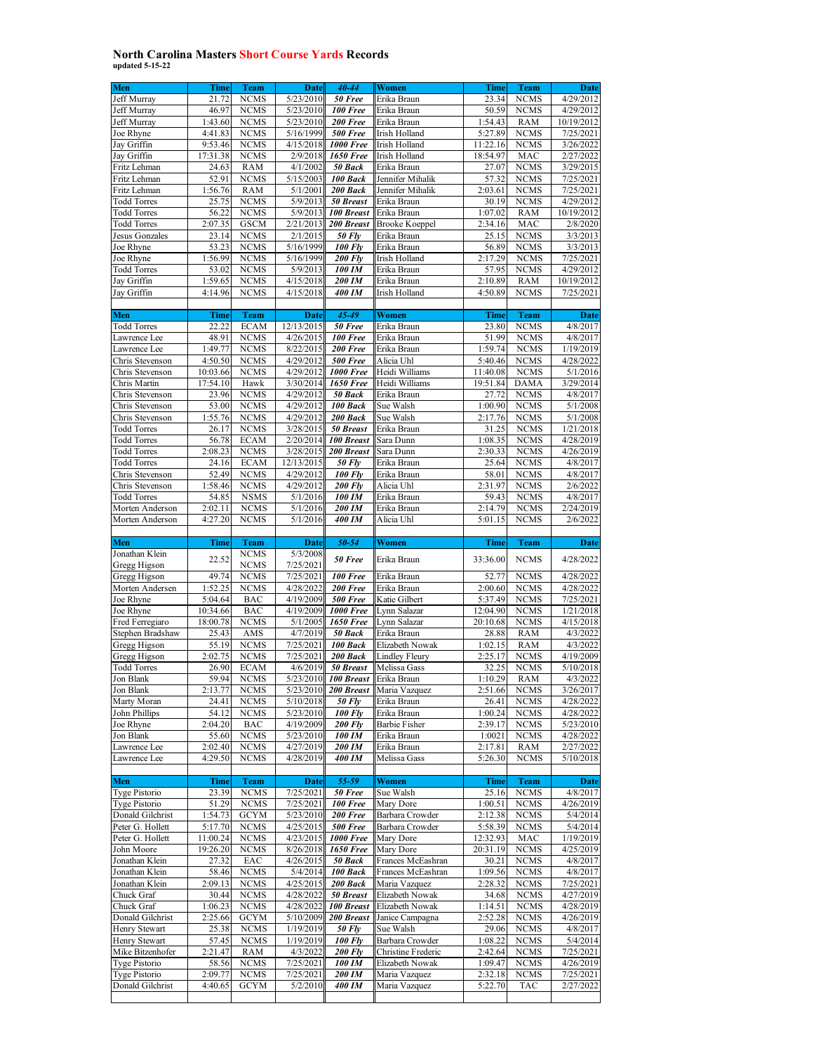# North Carolina Masters Short Course Yards Records

**updated 5-15-22**

| Men | Time | Team | Date | 40-44 | Women | Time | Team | Date |
|---|---|---|---|---|---|---|---|---|
| Jeff Murray | 21.72 | NCMS | 5/23/2010 | ***50 Free*** | Erika Braun | 23.34 | NCMS | 4/29/2012 |
| Jeff Murray | 46.97 | NCMS | 5/23/2010 | ***100 Free*** | Erika Braun | 50.59 | NCMS | 4/29/2012 |
| Jeff Murray | 1:43.60 | NCMS | 5/23/2010 | ***200 Free*** | Erika Braun | 1:54.43 | RAM | 10/19/2012 |
| Joe Rhyne | 4:41.83 | NCMS | 5/16/1999 | ***500 Free*** | Irish Holland | 5:27.89 | NCMS | 7/25/2021 |
| Jay Griffin | 9:53.46 | NCMS | 4/15/2018 | ***1000 Free*** | Irish Holland | 11:22.16 | NCMS | 3/26/2022 |
| Jay Griffin | 17:31.38 | NCMS | 2/9/2018 | ***1650 Free*** | Irish Holland | 18:54.97 | MAC | 2/27/2022 |
| Fritz Lehman | 24.63 | RAM | 4/1/2002 | ***50 Back*** | Erika Braun | 27.07 | NCMS | 3/29/2015 |
| Fritz Lehman | 52.91 | NCMS | 5/15/2003 | ***100 Back*** | Jennifer Mihalik | 57.32 | NCMS | 7/25/2021 |
| Fritz Lehman | 1:56.76 | RAM | 5/1/2001 | ***200 Back*** | Jennifer Mihalik | 2:03.61 | NCMS | 7/25/2021 |
| Todd Torres | 25.75 | NCMS | 5/9/2013 | ***50 Breast*** | Erika Braun | 30.19 | NCMS | 4/29/2012 |
| Todd Torres | 56.22 | NCMS | 5/9/2013 | ***100 Breast*** | Erika Braun | 1:07.02 | RAM | 10/19/2012 |
| Todd Torres | 2:07.35 | GSCM | 2/21/2013 | ***200 Breast*** | Brooke Koeppel | 2:34.16 | MAC | 2/8/2020 |
| Jesus Gonzales | 23.14 | NCMS | 2/1/2015 | ***50 Fly*** | Erika Braun | 25.15 | NCMS | 3/3/2013 |
| Joe Rhyne | 53.23 | NCMS | 5/16/1999 | ***100 Fly*** | Erika Braun | 56.89 | NCMS | 3/3/2013 |
| Joe Rhyne | 1:56.99 | NCMS | 5/16/1999 | ***200 Fly*** | Irish Holland | 2:17.29 | NCMS | 7/25/2021 |
| Todd Torres | 53.02 | NCMS | 5/9/2013 | ***100 IM*** | Erika Braun | 57.95 | NCMS | 4/29/2012 |
| Jay Griffin | 1:59.65 | NCMS | 4/15/2018 | ***200 IM*** | Erika Braun | 2:10.89 | RAM | 10/19/2012 |
| Jay Griffin | 4:14.96 | NCMS | 4/15/2018 | ***400 IM*** | Irish Holland | 4:50.89 | NCMS | 7/25/2021 |

| Men | Time | Team | Date | 45-49 | Women | Time | Team | Date |
|---|---|---|---|---|---|---|---|---|
| Todd Torres | 22.22 | ECAM | 12/13/2015 | ***50 Free*** | Erika Braun | 23.80 | NCMS | 4/8/2017 |
| Lawrence Lee | 48.91 | NCMS | 4/26/2015 | ***100 Free*** | Erika Braun | 51.99 | NCMS | 4/8/2017 |
| Lawrence Lee | 1:49.77 | NCMS | 8/22/2015 | ***200 Free*** | Erika Braun | 1:59.74 | NCMS | 1/19/2019 |
| Chris Stevenson | 4:50.50 | NCMS | 4/29/2012 | ***500 Free*** | Alicia Uhl | 5:40.46 | NCMS | 4/28/2022 |
| Chris Stevenson | 10:03.66 | NCMS | 4/29/2012 | ***1000 Free*** | Heidi Williams | 11:40.08 | NCMS | 5/1/2016 |
| Chris Martin | 17:54.10 | Hawk | 3/30/2014 | ***1650 Free*** | Heidi Williams | 19:51.84 | DAMA | 3/29/2014 |
| Chris Stevenson | 23.96 | NCMS | 4/29/2012 | ***50 Back*** | Erika Braun | 27.72 | NCMS | 4/8/2017 |
| Chris Stevenson | 53.00 | NCMS | 4/29/2012 | ***100 Back*** | Sue Walsh | 1:00.90 | NCMS | 5/1/2008 |
| Chris Stevenson | 1:55.76 | NCMS | 4/29/2012 | ***200 Back*** | Sue Walsh | 2:17.76 | NCMS | 5/1/2008 |
| Todd Torres | 26.17 | NCMS | 3/28/2015 | ***50 Breast*** | Erika Braun | 31.25 | NCMS | 1/21/2018 |
| Todd Torres | 56.78 | ECAM | 2/20/2014 | ***100 Breast*** | Sara Dunn | 1:08.35 | NCMS | 4/28/2019 |
| Todd Torres | 2:08.23 | NCMS | 3/28/2015 | ***200 Breast*** | Sara Dunn | 2:30.33 | NCMS | 4/26/2019 |
| Todd Torres | 24.16 | ECAM | 12/13/2015 | ***50 Fly*** | Erika Braun | 25.64 | NCMS | 4/8/2017 |
| Chris Stevenson | 52.49 | NCMS | 4/29/2012 | ***100 Fly*** | Erika Braun | 58.01 | NCMS | 4/8/2017 |
| Chris Stevenson | 1:58.46 | NCMS | 4/29/2012 | ***200 Fly*** | Alicia Uhl | 2:31.97 | NCMS | 2/6/2022 |
| Todd Torres | 54.85 | NSMS | 5/1/2016 | ***100 IM*** | Erika Braun | 59.43 | NCMS | 4/8/2017 |
| Morten Anderson | 2:02.11 | NCMS | 5/1/2016 | ***200 IM*** | Erika Braun | 2:14.79 | NCMS | 2/24/2019 |
| Morten Anderson | 4:27.20 | NCMS | 5/1/2016 | ***400 IM*** | Alicia Uhl | 5:01.15 | NCMS | 2/6/2022 |

| Men | Time | Team | Date | 50-54 | Women | Time | Team | Date |
|---|---|---|---|---|---|---|---|---|
| Jonathan Klein<br>Gregg Higson | 22.52 | NCMS<br>NCMS | 5/3/2008<br>7/25/2021 | ***50 Free*** | Erika Braun | 33:36.00 | NCMS | 4/28/2022 |
| Gregg Higson | 49.74 | NCMS | 7/25/2021 | ***100 Free*** | Erika Braun | 52.77 | NCMS | 4/28/2022 |
| Morten Andersen | 1:52.25 | NCMS | 4/28/2022 | ***200 Free*** | Erika Braun | 2:00.60 | NCMS | 4/28/2022 |
| Joe Rhyne | 5:04.64 | BAC | 4/19/2009 | ***500 Free*** | Katie Gilbert | 5:37.49 | NCMS | 7/25/2021 |
| Joe Rhyne | 10:34.66 | BAC | 4/19/2009 | ***1000 Free*** | Lynn Salazar | 12:04.90 | NCMS | 1/21/2018 |
| Fred Ferregiaro | 18:00.78 | NCMS | 5/1/2005 | ***1650 Free*** | Lynn Salazar | 20:10.68 | NCMS | 4/15/2018 |
| Stephen Bradshaw | 25.43 | AMS | 4/7/2019 | ***50 Back*** | Erika Braun | 28.88 | RAM | 4/3/2022 |
| Gregg Higson | 55.19 | NCMS | 7/25/2021 | ***100 Back*** | Elizabeth Nowak | 1:02.15 | RAM | 4/3/2022 |
| Gregg Higson | 2:02.75 | NCMS | 7/25/2021 | ***200 Back*** | Lindley Fleury | 2:25.17 | NCMS | 4/19/2009 |
| Todd Torres | 26.90 | ECAM | 4/6/2019 | ***50 Breast*** | Melissa Gass | 32.25 | NCMS | 5/10/2018 |
| Jon Blank | 59.94 | NCMS | 5/23/2010 | ***100 Breast*** | Erika Braun | 1:10.29 | RAM | 4/3/2022 |
| Jon Blank | 2:13.77 | NCMS | 5/23/2010 | ***200 Breast*** | Maria Vazquez | 2:51.66 | NCMS | 3/26/2017 |
| Marty Moran | 24.41 | NCMS | 5/10/2018 | ***50 Fly*** | Erika Braun | 26.41 | NCMS | 4/28/2022 |
| John Phillips | 54.12 | NCMS | 5/23/2010 | ***100 Fly*** | Erika Braun | 1:00.24 | NCMS | 4/28/2022 |
| Joe Rhyne | 2:04.20 | BAC | 4/19/2009 | ***200 Fly*** | Barbie Fisher | 2:39.17 | NCMS | 5/23/2010 |
| Jon Blank | 55.60 | NCMS | 5/23/2010 | ***100 IM*** | Erika Braun | 1:0021 | NCMS | 4/28/2022 |
| Lawrence Lee | 2:02.40 | NCMS | 4/27/2019 | ***200 IM*** | Erika Braun | 2:17.81 | RAM | 2/27/2022 |
| Lawrence Lee | 4:29.50 | NCMS | 4/28/2019 | ***400 IM*** | Melissa Gass | 5:26.30 | NCMS | 5/10/2018 |

| Men | Time | Team | Date | 55-59 | Women | Time | Team | Date |
|---|---|---|---|---|---|---|---|---|
| Tyge Pistorio | 23.39 | NCMS | 7/25/2021 | ***50 Free*** | Sue Walsh | 25.16 | NCMS | 4/8/2017 |
| Tyge Pistorio | 51.29 | NCMS | 7/25/2021 | ***100 Free*** | Mary Dore | 1:00.51 | NCMS | 4/26/2019 |
| Donald Gilchrist | 1:54.73 | GCYM | 5/23/2010 | ***200 Free*** | Barbara Crowder | 2:12.38 | NCMS | 5/4/2014 |
| Peter G. Hollett | 5:17.70 | NCMS | 4/25/2015 | ***500 Free*** | Barbara Crowder | 5:58.39 | NCMS | 5/4/2014 |
| Peter G. Hollett | 11:00.24 | NCMS | 4/23/2015 | ***1000 Free*** | Mary Dore | 12:32.93 | MAC | 1/19/2019 |
| John Moore | 19:26.20 | NCMS | 8/26/2018 | ***1650 Free*** | Mary Dore | 20:31.19 | NCMS | 4/25/2019 |
| Jonathan Klein | 27.32 | EAC | 4/26/2015 | ***50 Back*** | Frances McEashran | 30.21 | NCMS | 4/8/2017 |
| Jonathan Klein | 58.46 | NCMS | 5/4/2014 | ***100 Back*** | Frances McEashran | 1:09.56 | NCMS | 4/8/2017 |
| Jonathan Klein | 2:09.13 | NCMS | 4/25/2015 | ***200 Back*** | Maria Vazquez | 2:28.32 | NCMS | 7/25/2021 |
| Chuck Graf | 30.44 | NCMS | 4/28/2022 | ***50 Breast*** | Elizabeth Nowak | 34.68 | NCMS | 4/27/2019 |
| Chuck Graf | 1:06.23 | NCMS | 4/28/2022 | ***100 Breast*** | Elizabeth Nowak | 1:14.51 | NCMS | 4/28/2019 |
| Donald Gilchrist | 2:25.66 | GCYM | 5/10/2009 | ***200 Breast*** | Janice Campagna | 2:52.28 | NCMS | 4/26/2019 |
| Henry Stewart | 25.38 | NCMS | 1/19/2019 | ***50 Fly*** | Sue Walsh | 29.06 | NCMS | 4/8/2017 |
| Henry Stewart | 57.45 | NCMS | 1/19/2019 | ***100 Fly*** | Barbara Crowder | 1:08.22 | NCMS | 5/4/2014 |
| Mike Bitzenhofer | 2:21.47 | RAM | 4/3/2022 | ***200 Fly*** | Christine Frederic | 2:42.64 | NCMS | 7/25/2021 |
| Tyge Pistorio | 58.56 | NCMS | 7/25/2021 | ***100 IM*** | Elizabeth Nowak | 1:09.47 | NCMS | 4/26/2019 |
| Tyge Pistorio | 2:09.77 | NCMS | 7/25/2021 | ***200 IM*** | Maria Vazquez | 2:32.18 | NCMS | 7/25/2021 |
| Donald Gilchrist | 4:40.65 | GCYM | 5/2/2010 | ***400 IM*** | Maria Vazquez | 5:22.70 | TAC | 2/27/2022 |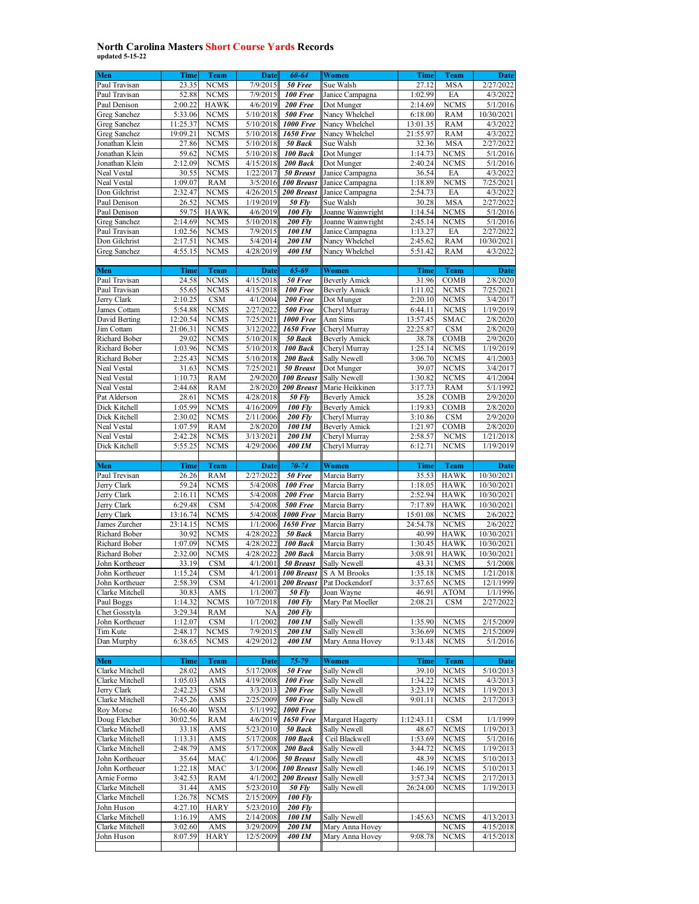## North Carolina Masters Short Course Yards Records

**updated 5-15-22**

| Men | Time | Team | Date | 60-64 | Women | Time | Team | Date |
|---|---|---|---|---|---|---|---|---|
| Paul Travisan | 23.35 | NCMS | 7/9/2015 | 50 Free | Sue Walsh | 27.12 | MSA | 2/27/2022 |
| Paul Travisan | 52.88 | NCMS | 7/9/2015 | 100 Free | Janice Campagna | 1:02.99 | EA | 4/3/2022 |
| Paul Denison | 2:00.22 | HAWK | 4/6/2019 | 200 Free | Dot Munger | 2:14.69 | NCMS | 5/1/2016 |
| Greg Sanchez | 5:33.06 | NCMS | 5/10/2018 | 500 Free | Nancy Whelchel | 6:18.00 | RAM | 10/30/2021 |
| Greg Sanchez | 11:25.37 | NCMS | 5/10/2018 | 1000 Free | Nancy Whelchel | 13:01.35 | RAM | 4/3/2022 |
| Greg Sanchez | 19:09.21 | NCMS | 5/10/2018 | 1650 Free | Nancy Whelchel | 21:55.97 | RAM | 4/3/2022 |
| Jonathan Klein | 27.86 | NCMS | 5/10/2018 | 50 Back | Sue Walsh | 32.36 | MSA | 2/27/2022 |
| Jonathan Klein | 59.62 | NCMS | 5/10/2018 | 100 Back | Dot Munger | 1:14.73 | NCMS | 5/1/2016 |
| Jonathan Klein | 2:12.09 | NCMS | 4/15/2018 | 200 Back | Dot Munger | 2:40.24 | NCMS | 5/1/2016 |
| Neal Vestal | 30.55 | NCMS | 1/22/2017 | 50 Breast | Janice Campagna | 36.54 | EA | 4/3/2022 |
| Neal Vestal | 1:09.07 | RAM | 3/5/2016 | 100 Breast | Janice Campagna | 1:18.89 | NCMS | 7/25/2021 |
| Don Gilchrist | 2:32.47 | NCMS | 4/26/2015 | 200 Breast | Janice Campagna | 2:54.73 | EA | 4/3/2022 |
| Paul Denison | 26.52 | NCMS | 1/19/2019 | 50 Fly | Sue Walsh | 30.28 | MSA | 2/27/2022 |
| Paul Denison | 59.75 | HAWK | 4/6/2019 | 100 Fly | Joanne Wainwright | 1:14.54 | NCMS | 5/1/2016 |
| Greg Sanchez | 2:14.69 | NCMS | 5/10/2018 | 200 Fly | Joanne Wainwright | 2:45.14 | NCMS | 5/1/2016 |
| Paul Travisan | 1:02.56 | NCMS | 7/9/2015 | 100 IM | Janice Campagna | 1:13.27 | EA | 2/27/2022 |
| Don Gilchrist | 2:17.51 | NCMS | 5/4/2014 | 200 IM | Nancy Whelchel | 2:45.62 | RAM | 10/30/2021 |
| Greg Sanchez | 4:55.15 | NCMS | 4/28/2019 | 400 IM | Nancy Whelchel | 5:51.42 | RAM | 4/3/2022 |

| Men | Time | Team | Date | 65-69 | Women | Time | Team | Date |
|---|---|---|---|---|---|---|---|---|
| Paul Travisan | 24.58 | NCMS | 4/15/2018 | 50 Free | Beverly Amick | 31.96 | COMB | 2/8/2020 |
| Paul Travisan | 55.65 | NCMS | 4/15/2018 | 100 Free | Beverly Amick | 1:11.02 | NCMS | 7/25/2021 |
| Jerry Clark | 2:10.25 | CSM | 4/1/2004 | 200 Free | Dot Munger | 2:20.10 | NCMS | 3/4/2017 |
| James Cottam | 5:54.88 | NCMS | 2/27/2022 | 500 Free | Cheryl Murray | 6:44.11 | NCMS | 1/19/2019 |
| David Berting | 12:20.54 | NCMS | 7/25/2021 | 1000 Free | Ann Sims | 13:57.45 | SMAC | 2/8/2020 |
| Jim Cottam | 21:06.31 | NCMS | 3/12/2022 | 1650 Free | Cheryl Murray | 22:25.87 | CSM | 2/8/2020 |
| Richard Bober | 29.02 | NCMS | 5/10/2018 | 50 Back | Beverly Amick | 38.78 | COMB | 2/9/2020 |
| Richard Bober | 1:03.96 | NCMS | 5/10/2018 | 100 Back | Cheryl Murray | 1:25.14 | NCMS | 1/19/2019 |
| Richard Bober | 2:25.43 | NCMS | 5/10/2018 | 200 Back | Sally Newell | 3:06.70 | NCMS | 4/1/2003 |
| Neal Vestal | 31.63 | NCMS | 7/25/2021 | 50 Breast | Dot Munger | 39.07 | NCMS | 3/4/2017 |
| Neal Vestal | 1:10.73 | RAM | 2/9/2020 | 100 Breast | Sally Newell | 1:30.82 | NCMS | 4/1/2004 |
| Neal Vestal | 2:44.68 | RAM | 2/8/2020 | 200 Breast | Marie Heikkinen | 3:17.73 | RAM | 5/1/1992 |
| Pat Alderson | 28.61 | NCMS | 4/28/2018 | 50 Fly | Beverly Amick | 35.28 | COMB | 2/9/2020 |
| Dick Kitchell | 1:05.99 | NCMS | 4/16/2009 | 100 Fly | Beverly Amick | 1:19.83 | COMB | 2/8/2020 |
| Dick Kitchell | 2:30.02 | NCMS | 2/11/2006 | 200 Fly | Cheryl Murray | 3:10.86 | CSM | 2/9/2020 |
| Neal Vestal | 1:07.59 | RAM | 2/8/2020 | 100 IM | Beverly Amick | 1:21.97 | COMB | 2/8/2020 |
| Neal Vestal | 2:42.28 | NCMS | 3/13/2021 | 200 IM | Cheryl Murray | 2:58.57 | NCMS | 1/21/2018 |
| Dick Kitchell | 5:55.25 | NCMS | 4/29/2006 | 400 IM | Cheryl Murray | 6:12.71 | NCMS | 1/19/2019 |

| Men | Time | Team | Date | 70-74 | Women | Time | Team | Date |
|---|---|---|---|---|---|---|---|---|
| Paul Trevisan | 26.26 | RAM | 2/27/2022 | 50 Free | Marcia Barry | 35.53 | HAWK | 10/30/2021 |
| Jerry Clark | 59.24 | NCMS | 5/4/2008 | 100 Free | Marcia Barry | 1:18.05 | HAWK | 10/30/2021 |
| Jerry Clark | 2:16.11 | NCMS | 5/4/2008 | 200 Free | Marcia Barry | 2:52.94 | HAWK | 10/30/2021 |
| Jerry Clark | 6:29.48 | CSM | 5/4/2008 | 500 Free | Marcia Barry | 7:17.89 | HAWK | 10/30/2021 |
| Jerry Clark | 13:16.74 | NCMS | 5/4/2008 | 1000 Free | Marcia Barry | 15:01.08 | NCMS | 2/6/2022 |
| James Zurcher | 23:14.15 | NCMS | 1/1/2006 | 1650 Free | Marcia Barry | 24:54.78 | NCMS | 2/6/2022 |
| Richard Bober | 30.92 | NCMS | 4/28/2022 | 50 Back | Marcia Barry | 40.99 | HAWK | 10/30/2021 |
| Richard Bober | 1:07.09 | NCMS | 4/28/2022 | 100 Back | Marcia Barry | 1:30.45 | HAWK | 10/30/2021 |
| Richard Bober | 2:32.00 | NCMS | 4/28/2022 | 200 Back | Marcia Barry | 3:08.91 | HAWK | 10/30/2021 |
| John Kortheuer | 33.19 | CSM | 4/1/2001 | 50 Breast | Sally Newell | 43.31 | NCMS | 5/1/2008 |
| John Kortheuer | 1:15.24 | CSM | 4/1/2001 | 100 Breast | S A M Brooks | 1:35.18 | NCMS | 1/21/2018 |
| John Kortheuer | 2:58.39 | CSM | 4/1/2001 | 200 Breast | Pat Dockendorf | 3:37.65 | NCMS | 12/1/1999 |
| Clarke Mitchell | 30.83 | AMS | 1/1/2007 | 50 Fly | Joan Wayne | 46.91 | ATOM | 1/1/1996 |
| Paul Boggs | 1:14.32 | NCMS | 10/7/2018 | 100 Fly | Mary Pat Moeller | 2:08.21 | CSM | 2/27/2022 |
| Chet Gosstyla | 3:29.34 | RAM | NA | 200 Fly | | | | |
| John Kortheuer | 1:12.07 | CSM | 1/1/2002 | 100 IM | Sally Newell | 1:35.90 | NCMS | 2/15/2009 |
| Tim Kute | 2:48.17 | NCMS | 7/9/2015 | 200 IM | Sally Newell | 3:36.69 | NCMS | 2/15/2009 |
| Dan Murphy | 6:38.65 | NCMS | 4/29/2012 | 400 IM | Mary Anna Hovey | 9:13.48 | NCMS | 5/1/2016 |

| Men | Time | Team | Date | 75-79 | Women | Time | Team | Date |
|---|---|---|---|---|---|---|---|---|
| Clarke Mitchell | 28.02 | AMS | 5/17/2008 | 50 Free | Sally Newell | 39.10 | NCMS | 5/10/2013 |
| Clarke Mitchell | 1:05.03 | AMS | 4/19/2008 | 100 Free | Sally Newell | 1:34.22 | NCMS | 4/3/2013 |
| Jerry Clark | 2:42.23 | CSM | 3/3/2013 | 200 Free | Sally Newell | 3:23.19 | NCMS | 1/19/2013 |
| Clarke Mitchell | 7:45.26 | AMS | 2/25/2009 | 500 Free | Sally Newell | 9:01.11 | NCMS | 2/17/2013 |
| Roy Morse | 16:56.40 | WSM | 5/1/1992 | 1000 Free | | | | |
| Doug Fletcher | 30:02.56 | RAM | 4/6/2019 | 1650 Free | Margaret Hagerty | 1:12:43.11 | CSM | 1/1/1999 |
| Clarke Mitchell | 33.18 | AMS | 5/23/2010 | 50 Back | Sally Newell | 48.67 | NCMS | 1/19/2013 |
| Clarke Mitchell | 1:13.31 | AMS | 5/17/2008 | 100 Back | Ceil Blackwell | 1:53.69 | NCMS | 5/1/2016 |
| Clarke Mitchell | 2:48.79 | AMS | 5/17/2008 | 200 Back | Sally Newell | 3:44.72 | NCMS | 1/19/2013 |
| John Kortheuer | 35.64 | MAC | 4/1/2006 | 50 Breast | Sally Newell | 48.39 | NCMS | 5/10/2013 |
| John Kortheuer | 1:22.18 | MAC | 3/1/2006 | 100 Breast | Sally Newell | 1:46.19 | NCMS | 5/10/2013 |
| Arnie Formo | 3:42.53 | RAM | 4/1/2002 | 200 Breast | Sally Newell | 3:57.34 | NCMS | 2/17/2013 |
| Clarke Mitchell | 31.44 | AMS | 5/23/2010 | 50 Fly | Sally Newell | 26:24.00 | NCMS | 1/19/2013 |
| Clarke Mitchell | 1:26.78 | NCMS | 2/15/2009 | 100 Fly | | | | |
| John Huson | 4:27.10 | HARY | 5/23/2010 | 200 Fly | | | | |
| Clarke Mitchell | 1:16.19 | AMS | 2/14/2008 | 100 IM | Sally Newell | 1:45.63 | NCMS | 4/13/2013 |
| Clarke Mitchell | 3:02.60 | AMS | 3/29/2009 | 200 IM | Mary Anna Hovey | | NCMS | 4/15/2018 |
| John Huson | 8:07.59 | HARY | 12/5/2009 | 400 IM | Mary Anna Hovey | 9:08.78 | NCMS | 4/15/2018 |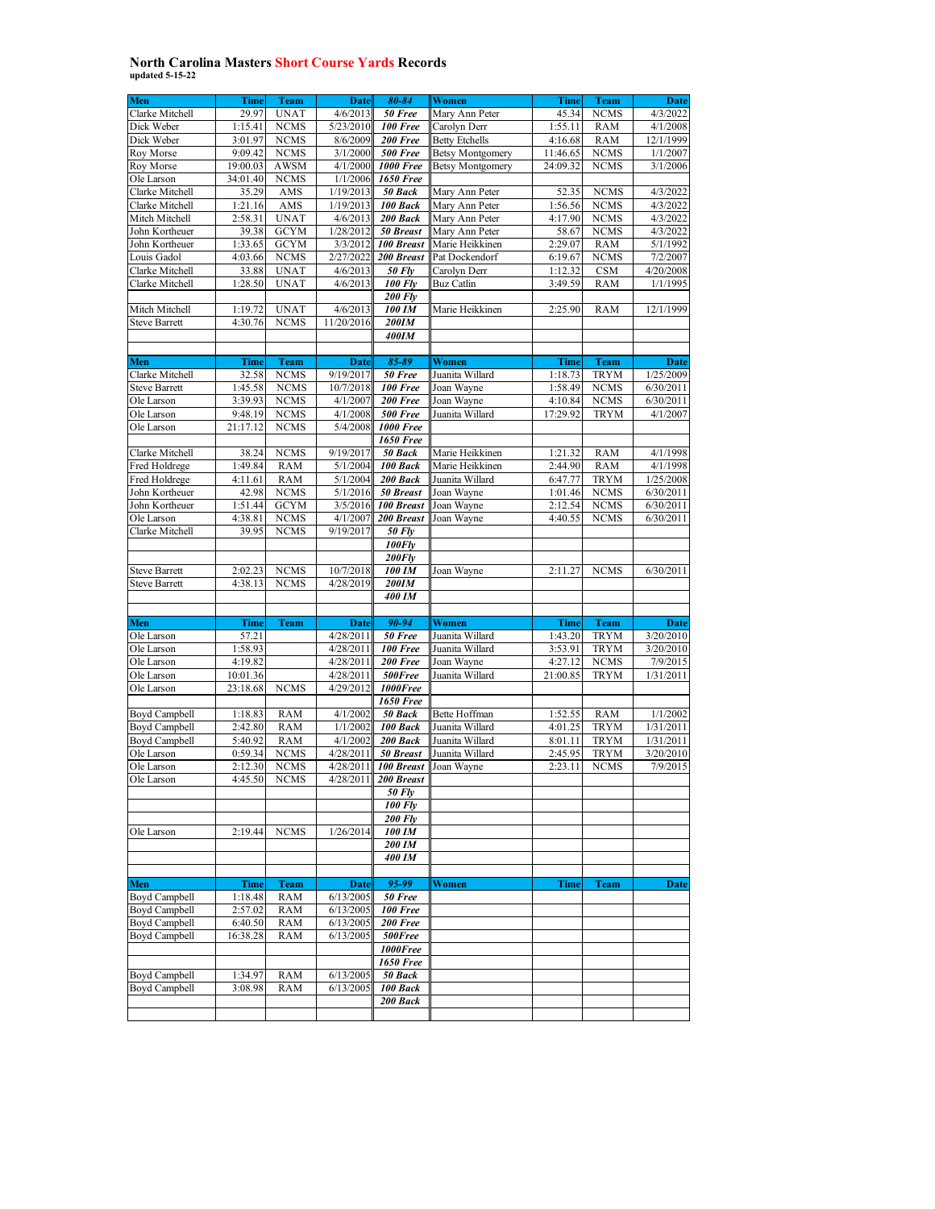# North Carolina Masters Short Course Yards Records

**updated 5-15-22**

| Men | Time | Team | Date | 80-84 | Women | Time | Team | Date |
|---|---|---|---|---|---|---|---|---|
| Clarke Mitchell | 29.97 | UNAT | 4/6/2013 | *50 Free* | Mary Ann Peter | 45.34 | NCMS | 4/3/2022 |
| Dick Weber | 1:15.41 | NCMS | 5/23/2010 | *100 Free* | Carolyn Derr | 1:55.11 | RAM | 4/1/2008 |
| Dick Weber | 3:01.97 | NCMS | 8/6/2009 | *200 Free* | Betty Etchells | 4:16.68 | RAM | 12/1/1999 |
| Roy Morse | 9:09.42 | NCMS | 3/1/2000 | *500 Free* | Betsy Montgomery | 11:46.65 | NCMS | 1/1/2007 |
| Roy Morse | 19:00.03 | AWSM | 4/1/2000 | *1000 Free* | Betsy Montgomery | 24:09.32 | NCMS | 3/1/2006 |
| Ole Larson | 34:01.40 | NCMS | 1/1/2006 | *1650 Free* | | | | |
| Clarke Mitchell | 35.29 | AMS | 1/19/2013 | *50 Back* | Mary Ann Peter | 52.35 | NCMS | 4/3/2022 |
| Clarke Mitchell | 1:21.16 | AMS | 1/19/2013 | *100 Back* | Mary Ann Peter | 1:56.56 | NCMS | 4/3/2022 |
| Mitch Mitchell | 2:58.31 | UNAT | 4/6/2013 | *200 Back* | Mary Ann Peter | 4:17.90 | NCMS | 4/3/2022 |
| John Kortheuer | 39.38 | GCYM | 1/28/2012 | *50 Breast* | Mary Ann Peter | 58.67 | NCMS | 4/3/2022 |
| John Kortheuer | 1:33.65 | GCYM | 3/3/2012 | *100 Breast* | Marie Heikkinen | 2:29.07 | RAM | 5/1/1992 |
| Louis Gadol | 4:03.66 | NCMS | 2/27/2022 | *200 Breast* | Pat Dockendorf | 6:19.67 | NCMS | 7/2/2007 |
| Clarke Mitchell | 33.88 | UNAT | 4/6/2013 | *50 Fly* | Carolyn Derr | 1:12.32 | CSM | 4/20/2008 |
| Clarke Mitchell | 1:28.50 | UNAT | 4/6/2013 | *100 Fly* | Buz Catlin | 3:49.59 | RAM | 1/1/1995 |
| | | | | *200 Fly* | | | | |
| Mitch Mitchell | 1:19.72 | UNAT | 4/6/2013 | *100 IM* | Marie Heikkinen | 2:25.90 | RAM | 12/1/1999 |
| Steve Barrett | 4:30.76 | NCMS | 11/20/2016 | *200IM* | | | | |
| | | | | *400IM* | | | | |

| Men | Time | Team | Date | 85-89 | Women | Time | Team | Date |
|---|---|---|---|---|---|---|---|---|
| Clarke Mitchell | 32.58 | NCMS | 9/19/2017 | *50 Free* | Juanita Willard | 1:18.73 | TRYM | 1/25/2009 |
| Steve Barrett | 1:45.58 | NCMS | 10/7/2018 | *100 Free* | Joan Wayne | 1:58.49 | NCMS | 6/30/2011 |
| Ole Larson | 3:39.93 | NCMS | 4/1/2007 | *200 Free* | Joan Wayne | 4:10.84 | NCMS | 6/30/2011 |
| Ole Larson | 9:48.19 | NCMS | 4/1/2008 | *500 Free* | Juanita Willard | 17:29.92 | TRYM | 4/1/2007 |
| Ole Larson | 21:17.12 | NCMS | 5/4/2008 | *1000 Free* | | | | |
| | | | | *1650 Free* | | | | |
| Clarke Mitchell | 38.24 | NCMS | 9/19/2017 | *50 Back* | Marie Heikkinen | 1:21.32 | RAM | 4/1/1998 |
| Fred Holdrege | 1:49.84 | RAM | 5/1/2004 | *100 Back* | Marie Heikkinen | 2:44.90 | RAM | 4/1/1998 |
| Fred Holdrege | 4:11.61 | RAM | 5/1/2004 | *200 Back* | Juanita Willard | 6:47.77 | TRYM | 1/25/2008 |
| John Kortheuer | 42.98 | NCMS | 5/1/2016 | *50 Breast* | Joan Wayne | 1:01.46 | NCMS | 6/30/2011 |
| John Kortheuer | 1:51.44 | GCYM | 3/5/2016 | *100 Breast* | Joan Wayne | 2:12.54 | NCMS | 6/30/2011 |
| Ole Larson | 4:38.81 | NCMS | 4/1/2007 | *200 Breast* | Joan Wayne | 4:40.55 | NCMS | 6/30/2011 |
| Clarke Mitchell | 39.95 | NCMS | 9/19/2017 | *50 Fly* | | | | |
| | | | | *100Fly* | | | | |
| | | | | *200Fly* | | | | |
| Steve Barrett | 2:02.23 | NCMS | 10/7/2018 | *100 IM* | Joan Wayne | 2:11.27 | NCMS | 6/30/2011 |
| Steve Barrett | 4:38.13 | NCMS | 4/28/2019 | *200IM* | | | | |
| | | | | *400 IM* | | | | |

| Men | Time | Team | Date | 90-94 | Women | Time | Team | Date |
|---|---|---|---|---|---|---|---|---|
| Ole Larson | 57.21 | | 4/28/2011 | *50 Free* | Juanita Willard | 1:43.20 | TRYM | 3/20/2010 |
| Ole Larson | 1:58.93 | | 4/28/2011 | *100 Free* | Juanita Willard | 3:53.91 | TRYM | 3/20/2010 |
| Ole Larson | 4:19.82 | | 4/28/2011 | *200 Free* | Joan Wayne | 4:27.12 | NCMS | 7/9/2015 |
| Ole Larson | 10:01.36 | | 4/28/2011 | *500Free* | Juanita Willard | 21:00.85 | TRYM | 1/31/2011 |
| Ole Larson | 23:18.68 | NCMS | 4/29/2012 | *1000Free* | | | | |
| | | | | *1650 Free* | | | | |
| Boyd Campbell | 1:18.83 | RAM | 4/1/2002 | *50 Back* | Bette Hoffman | 1:52.55 | RAM | 1/1/2002 |
| Boyd Campbell | 2:42.80 | RAM | 1/1/2002 | *100 Back* | Juanita Willard | 4:01.25 | TRYM | 1/31/2011 |
| Boyd Campbell | 5:40.92 | RAM | 4/1/2002 | *200 Back* | Juanita Willard | 8:01.11 | TRYM | 1/31/2011 |
| Ole Larson | 0:59.34 | NCMS | 4/28/2011 | *50 Breast* | Juanita Willard | 2:45.95 | TRYM | 3/20/2010 |
| Ole Larson | 2:12.30 | NCMS | 4/28/2011 | *100 Breast* | Joan Wayne | 2:23.11 | NCMS | 7/9/2015 |
| Ole Larson | 4:45.50 | NCMS | 4/28/2011 | *200 Breast* | | | | |
| | | | | *50 Fly* | | | | |
| | | | | *100 Fly* | | | | |
| | | | | *200 Fly* | | | | |
| Ole Larson | 2:19.44 | NCMS | 1/26/2014 | *100 IM* | | | | |
| | | | | *200 IM* | | | | |
| | | | | *400 IM* | | | | |

| Men | Time | Team | Date | 95-99 | Women | Time | Team | Date |
|---|---|---|---|---|---|---|---|---|
| Boyd Campbell | 1:18.48 | RAM | 6/13/2005 | *50 Free* | | | | |
| Boyd Campbell | 2:57.02 | RAM | 6/13/2005 | *100 Free* | | | | |
| Boyd Campbell | 6:40.50 | RAM | 6/13/2005 | *200 Free* | | | | |
| Boyd Campbell | 16:38.28 | RAM | 6/13/2005 | *500Free* | | | | |
| | | | | *1000Free* | | | | |
| | | | | *1650 Free* | | | | |
| Boyd Campbell | 1:34.97 | RAM | 6/13/2005 | *50 Back* | | | | |
| Boyd Campbell | 3:08.98 | RAM | 6/13/2005 | *100 Back* | | | | |
| | | | | *200 Back* | | | | |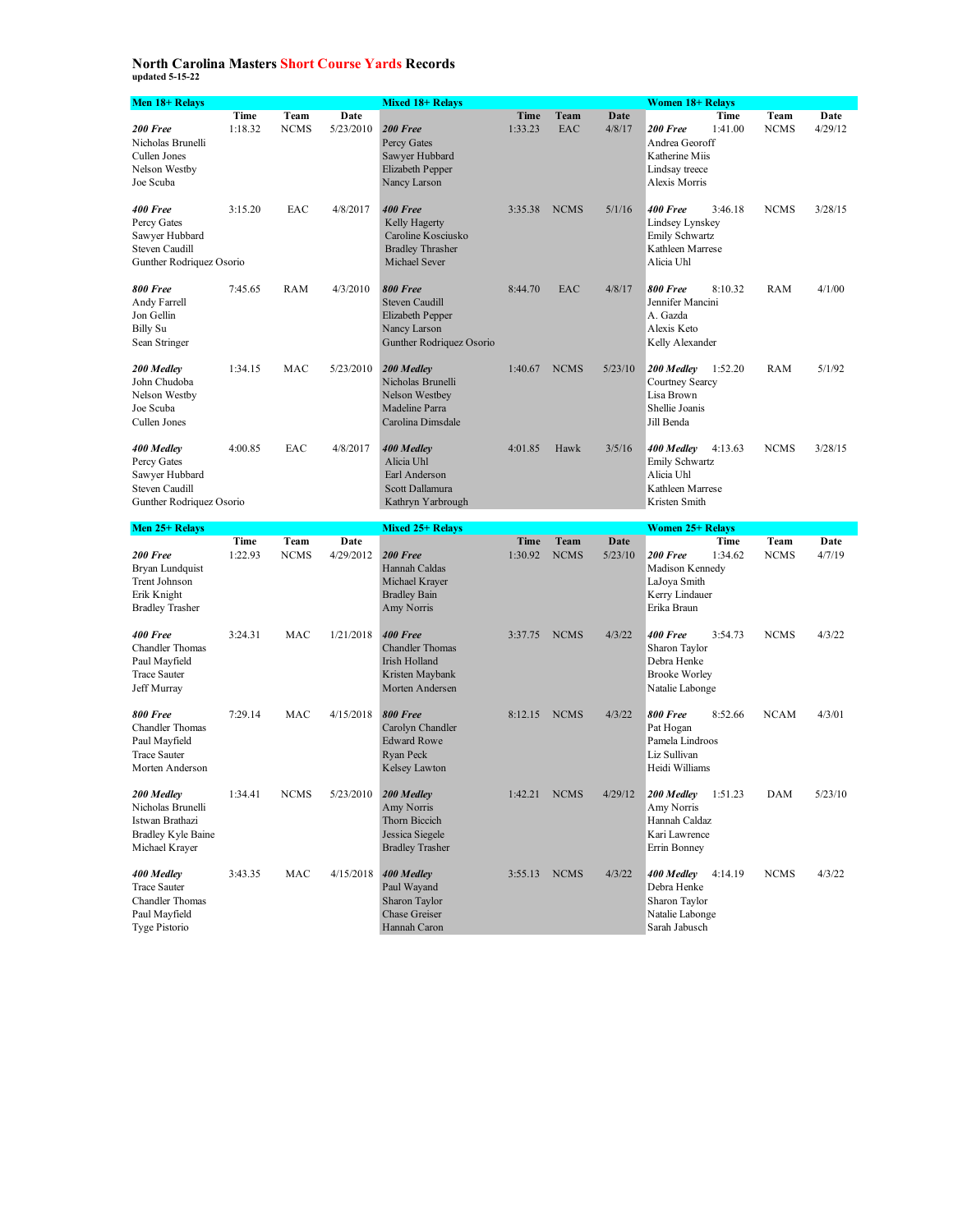# North Carolina Masters Short Course Yards Records

**updated 5-15-22**

## Men 18+ Relays

| Event | Time | Team | Date |
|---|---|---|---|
| ***200 Free*** Nicholas Brunelli, Cullen Jones, Nelson Westby, Joe Scuba | 1:18.32 | NCMS | 5/23/2010 |
| ***400 Free*** Percy Gates, Sawyer Hubbard, Steven Caudill, Gunther Rodriquez Osorio | 3:15.20 | EAC | 4/8/2017 |
| ***800 Free*** Andy Farrell, Jon Gellin, Billy Su, Sean Stringer | 7:45.65 | RAM | 4/3/2010 |
| ***200 Medley*** John Chudoba, Nelson Westby, Joe Scuba, Cullen Jones | 1:34.15 | MAC | 5/23/2010 |
| ***400 Medley*** Percy Gates, Sawyer Hubbard, Steven Caudill, Gunther Rodriquez Osorio | 4:00.85 | EAC | 4/8/2017 |

## Mixed 18+ Relays

| Event | Time | Team | Date |
|---|---|---|---|
| ***200 Free*** Percy Gates, Sawyer Hubbard, Elizabeth Pepper, Nancy Larson | 1:33.23 | EAC | 4/8/17 |
| ***400 Free*** Kelly Hagerty, Caroline Kosciusko, Bradley Thrasher, Michael Sever | 3:35.38 | NCMS | 5/1/16 |
| ***800 Free*** Steven Caudill, Elizabeth Pepper, Nancy Larson, Gunther Rodriquez Osorio | 8:44.70 | EAC | 4/8/17 |
| ***200 Medley*** Nicholas Brunelli, Nelson Westbey, Madeline Parra, Carolina Dimsdale | 1:40.67 | NCMS | 5/23/10 |
| ***400 Medley*** Alicia Uhl, Earl Anderson, Scott Dallamura, Kathryn Yarbrough | 4:01.85 | Hawk | 3/5/16 |

## Women 18+ Relays

| Event | Time | Team | Date |
|---|---|---|---|
| ***200 Free*** Andrea Georoff, Katherine Miis, Lindsay treece, Alexis Morris | 1:41.00 | NCMS | 4/29/12 |
| ***400 Free*** Lindsey Lynskey, Emily Schwartz, Kathleen Marrese, Alicia Uhl | 3:46.18 | NCMS | 3/28/15 |
| ***800 Free*** Jennifer Mancini, A. Gazda, Alexis Keto, Kelly Alexander | 8:10.32 | RAM | 4/1/00 |
| ***200 Medley*** Courtney Searcy, Lisa Brown, Shellie Joanis, Jill Benda | 1:52.20 | RAM | 5/1/92 |
| ***400 Medley*** Emily Schwartz, Alicia Uhl, Kathleen Marrese, Kristen Smith | 4:13.63 | NCMS | 3/28/15 |

## Men 25+ Relays

| Event | Time | Team | Date |
|---|---|---|---|
| ***200 Free*** Bryan Lundquist, Trent Johnson, Erik Knight, Bradley Trasher | 1:22.93 | NCMS | 4/29/2012 |
| ***400 Free*** Chandler Thomas, Paul Mayfield, Trace Sauter, Jeff Murray | 3:24.31 | MAC | 1/21/2018 |
| ***800 Free*** Chandler Thomas, Paul Mayfield, Trace Sauter, Morten Anderson | 7:29.14 | MAC | 4/15/2018 |
| ***200 Medley*** Nicholas Brunelli, Istwan Brathazi, Bradley Kyle Baine, Michael Krayer | 1:34.41 | NCMS | 5/23/2010 |
| ***400 Medley*** Trace Sauter, Chandler Thomas, Paul Mayfield, Tyge Pistorio | 3:43.35 | MAC | 4/15/2018 |

## Mixed 25+ Relays

| Event | Time | Team | Date |
|---|---|---|---|
| ***200 Free*** Hannah Caldas, Michael Krayer, Bradley Bain, Amy Norris | 1:30.92 | NCMS | 5/23/10 |
| ***400 Free*** Chandler Thomas, Irish Holland, Kristen Maybank, Morten Andersen | 3:37.75 | NCMS | 4/3/22 |
| ***800 Free*** Carolyn Chandler, Edward Rowe, Ryan Peck, Kelsey Lawton | 8:12.15 | NCMS | 4/3/22 |
| ***200 Medley*** Amy Norris, Thorn Biccich, Jessica Siegele, Bradley Trasher | 1:42.21 | NCMS | 4/29/12 |
| ***400 Medley*** Paul Wayand, Sharon Taylor, Chase Greiser, Hannah Caron | 3:55.13 | NCMS | 4/3/22 |

## Women 25+ Relays

| Event | Time | Team | Date |
|---|---|---|---|
| ***200 Free*** Madison Kennedy, LaJoya Smith, Kerry Lindauer, Erika Braun | 1:34.62 | NCMS | 4/7/19 |
| ***400 Free*** Sharon Taylor, Debra Henke, Brooke Worley, Natalie Labonge | 3:54.73 | NCMS | 4/3/22 |
| ***800 Free*** Pat Hogan, Pamela Lindroos, Liz Sullivan, Heidi Williams | 8:52.66 | NCAM | 4/3/01 |
| ***200 Medley*** Amy Norris, Hannah Caldaz, Kari Lawrence, Errin Bonney | 1:51.23 | DAM | 5/23/10 |
| ***400 Medley*** Debra Henke, Sharon Taylor, Natalie Labonge, Sarah Jabusch | 4:14.19 | NCMS | 4/3/22 |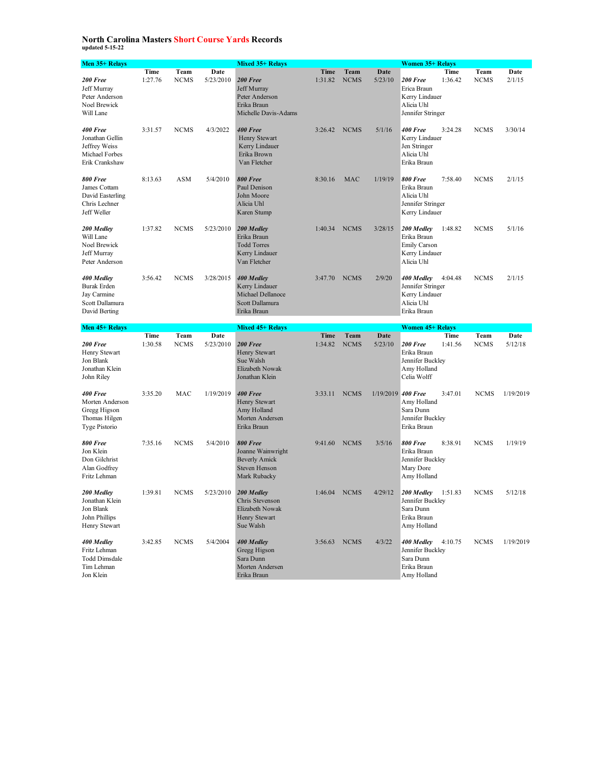# North Carolina Masters Short Course Yards Records

**updated 5-15-22**

## Men 35+ Relays

| Event | Time | Team | Date |
|---|---|---|---|
| ***200 Free*** Jeff Murray, Peter Anderson, Noel Brewick, Will Lane | 1:27.76 | NCMS | 5/23/2010 |
| ***400 Free*** Jonathan Gellin, Jeffrey Weiss, Michael Forbes, Erik Crankshaw | 3:31.57 | NCMS | 4/3/2022 |
| ***800 Free*** James Cottam, David Easterling, Chris Lechner, Jeff Weller | 8:13.63 | ASM | 5/4/2010 |
| ***200 Medley*** Will Lane, Noel Brewick, Jeff Murray, Peter Anderson | 1:37.82 | NCMS | 5/23/2010 |
| ***400 Medley*** Burak Erden, Jay Carmine, Scott Dallamura, David Berting | 3:56.42 | NCMS | 3/28/2015 |

## Mixed 35+ Relays

| Event | Time | Team | Date |
|---|---|---|---|
| ***200 Free*** Jeff Murray, Peter Anderson, Erika Braun, Michelle Davis-Adams | 1:31.82 | NCMS | 5/23/10 |
| ***400 Free*** Henry Stewart, Kerry Lindauer, Erika Brown, Van Fletcher | 3:26.42 | NCMS | 5/1/16 |
| ***800 Free*** Paul Denison, John Moore, Alicia Uhl, Karen Stump | 8:30.16 | MAC | 1/19/19 |
| ***200 Medley*** Erika Braun, Todd Torres, Kerry Lindauer, Van Fletcher | 1:40.34 | NCMS | 3/28/15 |
| ***400 Medley*** Kerry Lindauer, Michael Dellanoce, Scott Dallamura, Erika Braun | 3:47.70 | NCMS | 2/9/20 |

## Women 35+ Relays

| Event | Time | Team | Date |
|---|---|---|---|
| ***200 Free*** Erica Braun, Kerry Lindauer, Alicia Uhl, Jennifer Stringer | 1:36.42 | NCMS | 2/1/15 |
| ***400 Free*** Kerry Lindauer, Jen Stringer, Alicia Uhl, Erika Braun | 3:24.28 | NCMS | 3/30/14 |
| ***800 Free*** Erika Braun, Alicia Uhl, Jennifer Stringer, Kerry Lindauer | 7:58.40 | NCMS | 2/1/15 |
| ***200 Medley*** Erika Braun, Emily Carson, Kerry Lindauer, Alicia Uhl | 1:48.82 | NCMS | 5/1/16 |
| ***400 Medley*** Jennifer Stringer, Kerry Lindauer, Alicia Uhl, Erika Braun | 4:04.48 | NCMS | 2/1/15 |

## Men 45+ Relays

| Event | Time | Team | Date |
|---|---|---|---|
| ***200 Free*** Henry Stewart, Jon Blank, Jonathan Klein, John Riley | 1:30.58 | NCMS | 5/23/2010 |
| ***400 Free*** Morten Anderson, Gregg Higson, Thomas Hilgen, Tyge Pistorio | 3:35.20 | MAC | 1/19/2019 |
| ***800 Free*** Jon Klein, Don Gilchrist, Alan Godfrey, Fritz Lehman | 7:35.16 | NCMS | 5/4/2010 |
| ***200 Medley*** Jonathan Klein, Jon Blank, John Phillips, Henry Stewart | 1:39.81 | NCMS | 5/23/2010 |
| ***400 Medley*** Fritz Lehman, Todd Dimsdale, Tim Lehman, Jon Klein | 3:42.85 | NCMS | 5/4/2004 |

## Mixed 45+ Relays

| Event | Time | Team | Date |
|---|---|---|---|
| ***200 Free*** Henry Stewart, Sue Walsh, Elizabeth Nowak, Jonathan Klein | 1:34.82 | NCMS | 5/23/10 |
| ***400 Free*** Henry Stewart, Amy Holland, Morten Andersen, Erika Braun | 3:33.11 | NCMS | 1/19/2019 |
| ***800 Free*** Joanne Wainwright, Beverly Amick, Steven Henson, Mark Rubacky | 9:41.60 | NCMS | 3/5/16 |
| ***200 Medley*** Chris Stevenson, Elizabeth Nowak, Henry Stewart, Sue Walsh | 1:46.04 | NCMS | 4/29/12 |
| ***400 Medley*** Gregg Higson, Sara Dunn, Morten Andersen, Erika Braun | 3:56.63 | NCMS | 4/3/22 |

## Women 45+ Relays

| Event | Time | Team | Date |
|---|---|---|---|
| ***200 Free*** Erika Braun, Jennifer Buckley, Amy Holland, Celia Wolff | 1:41.56 | NCMS | 5/12/18 |
| ***400 Free*** Amy Holland, Sara Dunn, Jennifer Buckley, Erika Braun | 3:47.01 | NCMS | 1/19/2019 |
| ***800 Free*** Erika Braun, Jennifer Buckley, Mary Dore, Amy Holland | 8:38.91 | NCMS | 1/19/19 |
| ***200 Medley*** Jennifer Buckley, Sara Dunn, Erika Braun, Amy Holland | 1:51.83 | NCMS | 5/12/18 |
| ***400 Medley*** Jennifer Buckley, Sara Dunn, Erika Braun, Amy Holland | 4:10.75 | NCMS | 1/19/2019 |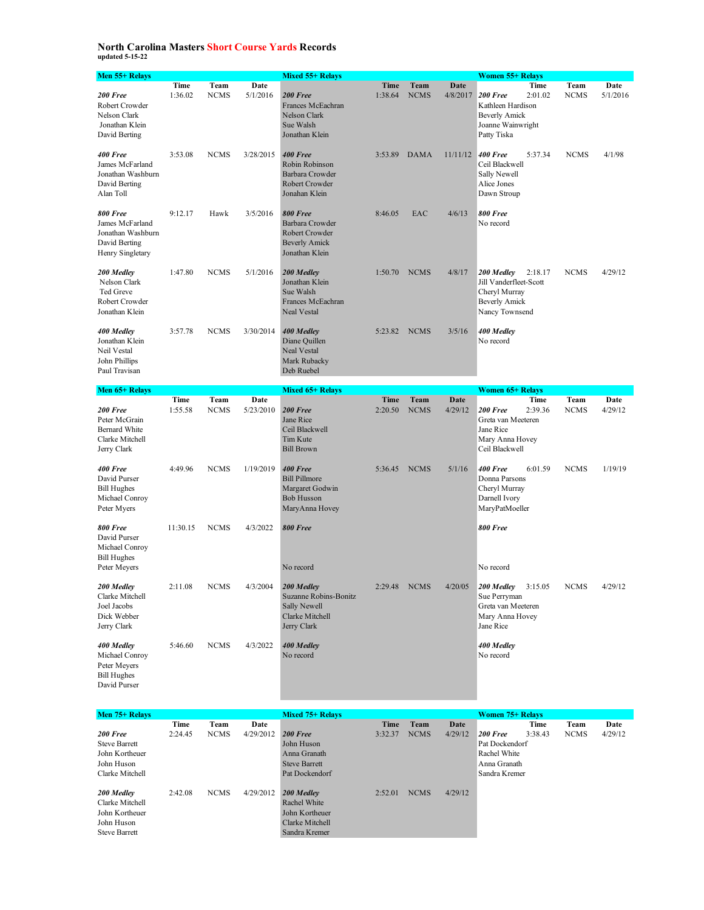# North Carolina Masters Short Course Yards Records

updated 5-15-22

## Men 55+ Relays

| Event / Swimmers | Time | Team | Date |
| --- | --- | --- | --- |
| ***200 Free*** | 1:36.02 | NCMS | 5/1/2016 |
| Robert Crowder, Nelson Clark, Jonathan Klein, David Berting | | | |
| ***400 Free*** | 3:53.08 | NCMS | 3/28/2015 |
| James McFarland, Jonathan Washburn, David Berting, Alan Toll | | | |
| ***800 Free*** | 9:12.17 | Hawk | 3/5/2016 |
| James McFarland, Jonathan Washburn, David Berting, Henry Singletary | | | |
| ***200 Medley*** | 1:47.80 | NCMS | 5/1/2016 |
| Nelson Clark, Ted Greve, Robert Crowder, Jonathan Klein | | | |
| ***400 Medley*** | 3:57.78 | NCMS | 3/30/2014 |
| Jonathan Klein, Neil Vestal, John Phillips, Paul Travisan | | | |

## Mixed 55+ Relays

| Event / Swimmers | Time | Team | Date |
| --- | --- | --- | --- |
| ***200 Free*** | 1:38.64 | NCMS | 4/8/2017 |
| Frances McEachran, Nelson Clark, Sue Walsh, Jonathan Klein | | | |
| ***400 Free*** | 3:53.89 | DAMA | 11/11/12 |
| Robin Robinson, Barbara Crowder, Robert Crowder, Jonahan Klein | | | |
| ***800 Free*** | 8:46.05 | EAC | 4/6/13 |
| Barbara Crowder, Robert Crowder, Beverly Amick, Jonathan Klein | | | |
| ***200 Medley*** | 1:50.70 | NCMS | 4/8/17 |
| Jonathan Klein, Sue Walsh, Frances McEachran, Neal Vestal | | | |
| ***400 Medley*** | 5:23.82 | NCMS | 3/5/16 |
| Diane Quillen, Neal Vestal, Mark Rubacky, Deb Ruebel | | | |

## Women 55+ Relays

| Event / Swimmers | Time | Team | Date |
| --- | --- | --- | --- |
| ***200 Free*** | 2:01.02 | NCMS | 5/1/2016 |
| Kathleen Hardison, Beverly Amick, Joanne Wainwright, Patty Tiska | | | |
| ***400 Free*** | 5:37.34 | NCMS | 4/1/98 |
| Ceil Blackwell, Sally Newell, Alice Jones, Dawn Stroup | | | |
| ***800 Free*** | | | |
| No record | | | |
| ***200 Medley*** | 2:18.17 | NCMS | 4/29/12 |
| Jill Vanderfleet-Scott, Cheryl Murray, Beverly Amick, Nancy Townsend | | | |
| ***400 Medley*** | | | |
| No record | | | |

## Men 65+ Relays

| Event / Swimmers | Time | Team | Date |
| --- | --- | --- | --- |
| ***200 Free*** | 1:55.58 | NCMS | 5/23/2010 |
| Peter McGrain, Bernard White, Clarke Mitchell, Jerry Clark | | | |
| ***400 Free*** | 4:49.96 | NCMS | 1/19/2019 |
| David Purser, Bill Hughes, Michael Conroy, Peter Myers | | | |
| ***800 Free*** | 11:30.15 | NCMS | 4/3/2022 |
| David Purser, Michael Conroy, Bill Hughes, Peter Meyers | | | |
| ***200 Medley*** | 2:11.08 | NCMS | 4/3/2004 |
| Clarke Mitchell, Joel Jacobs, Dick Webber, Jerry Clark | | | |
| ***400 Medley*** | 5:46.60 | NCMS | 4/3/2022 |
| Michael Conroy, Peter Meyers, Bill Hughes, David Purser | | | |

## Mixed 65+ Relays

| Event / Swimmers | Time | Team | Date |
| --- | --- | --- | --- |
| ***200 Free*** | 2:20.50 | NCMS | 4/29/12 |
| Jane Rice, Ceil Blackwell, Tim Kute, Bill Brown | | | |
| ***400 Free*** | 5:36.45 | NCMS | 5/1/16 |
| Bill Pillmore, Margaret Godwin, Bob Husson, MaryAnna Hovey | | | |
| ***800 Free*** | | | |
| No record | | | |
| ***200 Medley*** | 2:29.48 | NCMS | 4/20/05 |
| Suzanne Robins-Bonitz, Sally Newell, Clarke Mitchell, Jerry Clark | | | |
| ***400 Medley*** | | | |
| No record | | | |

## Women 65+ Relays

| Event / Swimmers | Time | Team | Date |
| --- | --- | --- | --- |
| ***200 Free*** | 2:39.36 | NCMS | 4/29/12 |
| Greta van Meeteren, Jane Rice, Mary Anna Hovey, Ceil Blackwell | | | |
| ***400 Free*** | 6:01.59 | NCMS | 1/19/19 |
| Donna Parsons, Cheryl Murray, Darnell Ivory, MaryPatMoeller | | | |
| ***800 Free*** | | | |
| No record | | | |
| ***200 Medley*** | 3:15.05 | NCMS | 4/29/12 |
| Sue Perryman, Greta van Meeteren, Mary Anna Hovey, Jane Rice | | | |
| ***400 Medley*** | | | |
| No record | | | |

## Men 75+ Relays

| Event / Swimmers | Time | Team | Date |
| --- | --- | --- | --- |
| ***200 Free*** | 2:24.45 | NCMS | 4/29/2012 |
| Steve Barrett, John Kortheuer, John Huson, Clarke Mitchell | | | |
| ***200 Medley*** | 2:42.08 | NCMS | 4/29/2012 |
| Clarke Mitchell, John Kortheuer, John Huson, Steve Barrett | | | |

## Mixed 75+ Relays

| Event / Swimmers | Time | Team | Date |
| --- | --- | --- | --- |
| ***200 Free*** | 3:32.37 | NCMS | 4/29/12 |
| John Huson, Anna Granath, Steve Barrett, Pat Dockendorf | | | |
| ***200 Medley*** | 2:52.01 | NCMS | 4/29/12 |
| Rachel White, John Kortheuer, Clarke Mitchell, Sandra Kremer | | | |

## Women 75+ Relays

| Event / Swimmers | Time | Team | Date |
| --- | --- | --- | --- |
| ***200 Free*** | 3:38.43 | NCMS | 4/29/12 |
| Pat Dockendorf, Rachel White, Anna Granath, Sandra Kremer | | | |